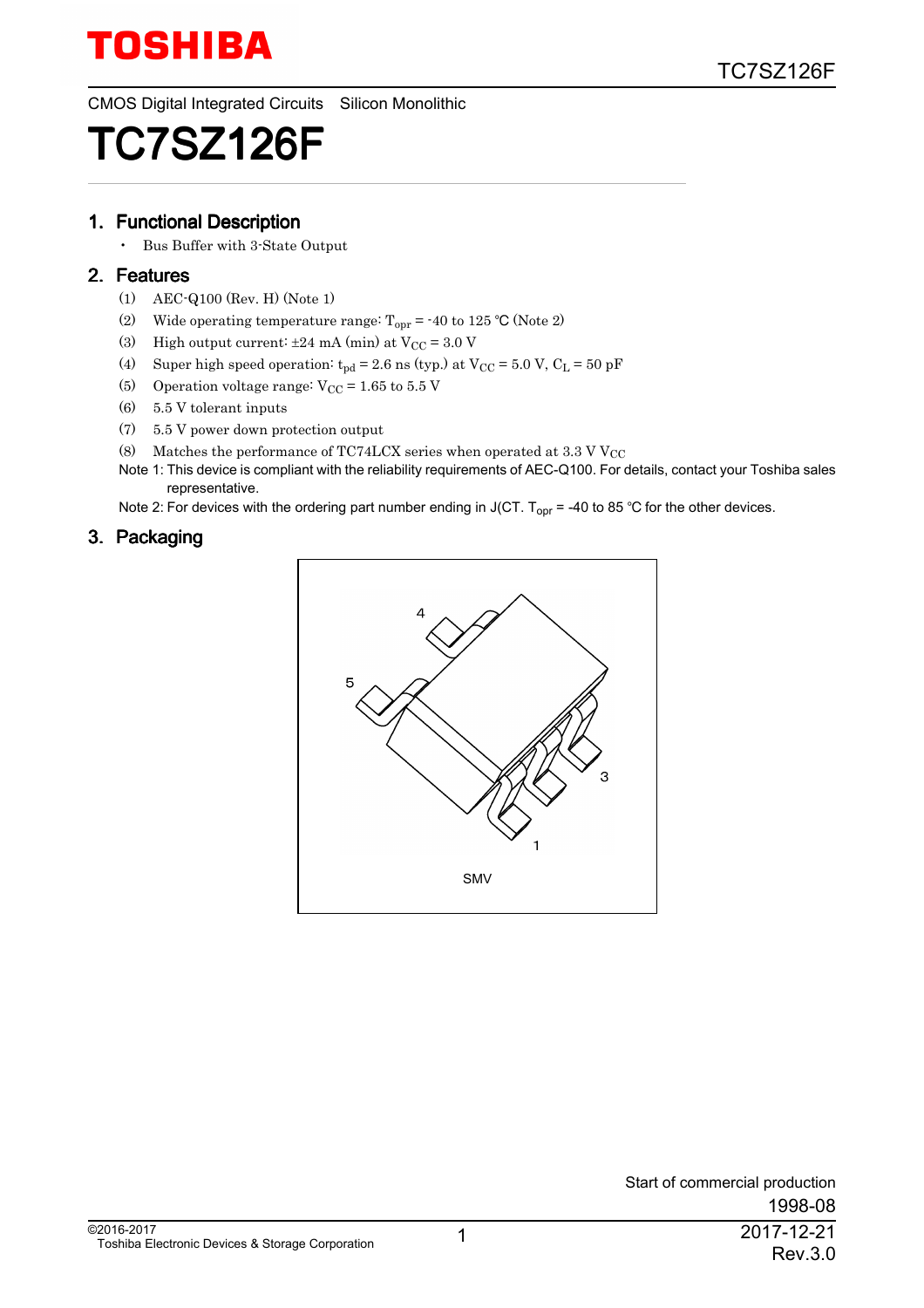CMOS Digital Integrated Circuits Silicon Monolithic

# TC7SZ126F

## 1. Functional Description

- Bus Buffer with 3-State Output

## 2. Features

(1) AEC-Q100 (Rev. H) (Note 1)

(2) Wide operating temperature range: $T_{opr}$ = -40 to 125 °C (Note 2)

(3) High output current: ±24 mA (min) at $V_{CC}$ = 3.0 V

(4) Super high speed operation: $t_{pd}$ = 2.6 ns (typ.) at $V_{CC}$ = 5.0 V, $C_L$ = 50 pF

(5) Operation voltage range: $V_{CC}$ = 1.65 to 5.5 V

(6) 5.5 V tolerant inputs

(7) 5.5 V power down protection output

(8) Matches the performance of TC74LCX series when operated at 3.3 V $V_{CC}$

Note 1: This device is compliant with the reliability requirements of AEC-Q100. For details, contact your Toshiba sales representative.

Note 2: For devices with the ordering part number ending in J(CT. $T_{opr}$ = -40 to 85 °C for the other devices.

## 3. Packaging

SMV

Start of commercial production
1998-08

©2016-2017
Toshiba Electronic Devices & Storage Corporation

2017-12-21
Rev.3.0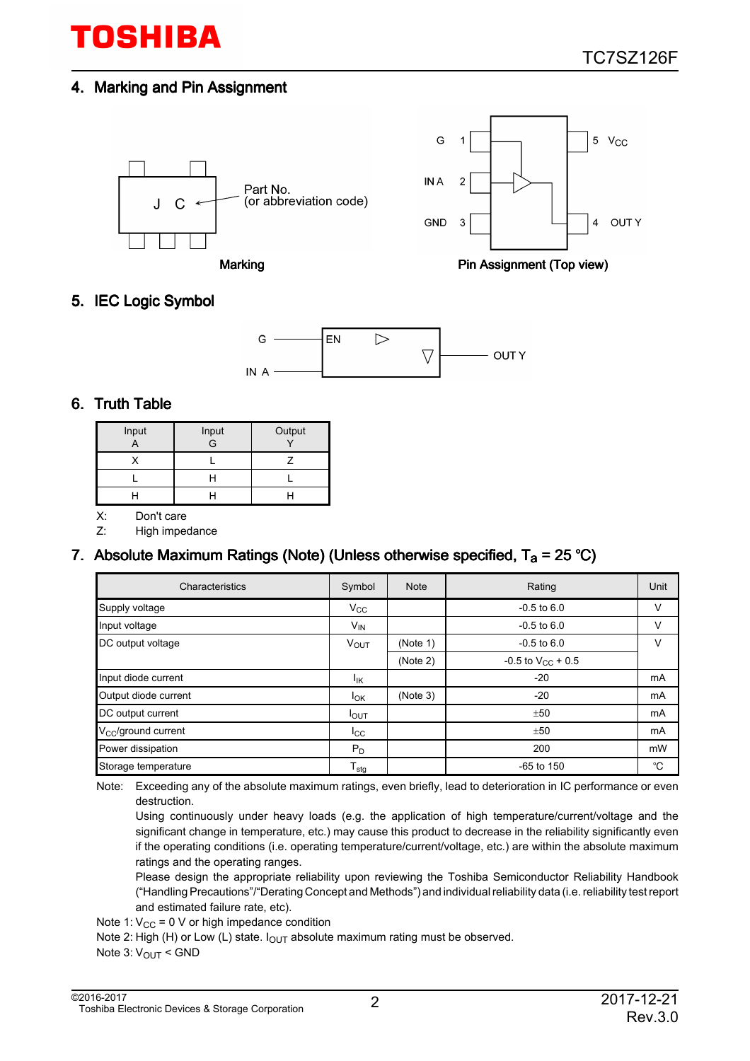## 4. Marking and Pin Assignment

J C ← Part No. (or abbreviation code)

Marking

| Pin | Name |
|---|---|
| 1 | G |
| 2 | IN A |
| 3 | GND |
| 4 | OUT Y |
| 5 | $V_{CC}$ |

Pin Assignment (Top view)

## 5. IEC Logic Symbol

G — EN; IN A — ▷ ▽ — OUT Y

## 6. Truth Table

| Input A | Input G | Output Y |
|---|---|---|
| X | L | Z |
| L | H | L |
| H | H | H |

X: Don't care

Z: High impedance

## 7. Absolute Maximum Ratings (Note) (Unless otherwise specified, $T_a$ = 25 °C)

| Characteristics | Symbol | Note | Rating | Unit |
|---|---|---|---|---|
| Supply voltage | $V_{CC}$ | | -0.5 to 6.0 | V |
| Input voltage | $V_{IN}$ | | -0.5 to 6.0 | V |
| DC output voltage | $V_{OUT}$ | (Note 1) | -0.5 to 6.0 | V |
| | | (Note 2) | -0.5 to $V_{CC}$ + 0.5 | |
| Input diode current | $I_{IK}$ | | -20 | mA |
| Output diode current | $I_{OK}$ | (Note 3) | -20 | mA |
| DC output current | $I_{OUT}$ | | ±50 | mA |
| $V_{CC}$/ground current | $I_{CC}$ | | ±50 | mA |
| Power dissipation | $P_D$ | | 200 | mW |
| Storage temperature | $T_{stg}$ | | -65 to 150 | °C |

Note: Exceeding any of the absolute maximum ratings, even briefly, lead to deterioration in IC performance or even destruction.
Using continuously under heavy loads (e.g. the application of high temperature/current/voltage and the significant change in temperature, etc.) may cause this product to decrease in the reliability significantly even if the operating conditions (i.e. operating temperature/current/voltage, etc.) are within the absolute maximum ratings and the operating ranges.
Please design the appropriate reliability upon reviewing the Toshiba Semiconductor Reliability Handbook ("Handling Precautions"/"Derating Concept and Methods") and individual reliability data (i.e. reliability test report and estimated failure rate, etc).

Note 1: $V_{CC}$ = 0 V or high impedance condition

Note 2: High (H) or Low (L) state. $I_{OUT}$ absolute maximum rating must be observed.

Note 3: $V_{OUT}$ < GND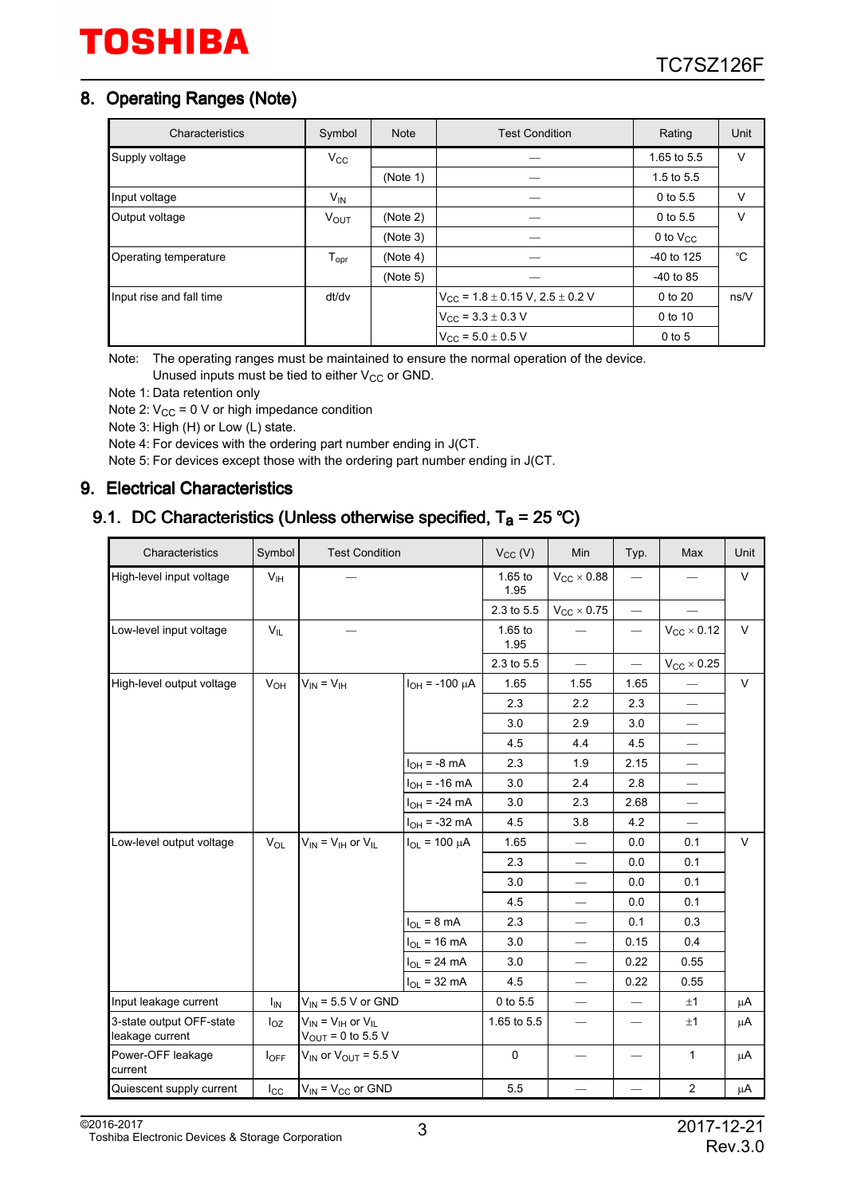## 8. Operating Ranges (Note)

| Characteristics | Symbol | Note | Test Condition | Rating | Unit |
|---|---|---|---|---|---|
| Supply voltage | $V_{CC}$ | | — | 1.65 to 5.5 | V |
| | | (Note 1) | — | 1.5 to 5.5 | |
| Input voltage | $V_{IN}$ | | — | 0 to 5.5 | V |
| Output voltage | $V_{OUT}$ | (Note 2) | — | 0 to 5.5 | V |
| | | (Note 3) | — | 0 to $V_{CC}$ | |
| Operating temperature | $T_{opr}$ | (Note 4) | — | -40 to 125 | °C |
| | | (Note 5) | — | -40 to 85 | |
| Input rise and fall time | dt/dv | | $V_{CC}$ = 1.8 ± 0.15 V, 2.5 ± 0.2 V | 0 to 20 | ns/V |
| | | | $V_{CC}$ = 3.3 ± 0.3 V | 0 to 10 | |
| | | | $V_{CC}$ = 5.0 ± 0.5 V | 0 to 5 | |

Note: The operating ranges must be maintained to ensure the normal operation of the device. Unused inputs must be tied to either $V_{CC}$ or GND.

Note 1: Data retention only

Note 2: $V_{CC}$ = 0 V or high impedance condition

Note 3: High (H) or Low (L) state.

Note 4: For devices with the ordering part number ending in J(CT.

Note 5: For devices except those with the ordering part number ending in J(CT.

## 9. Electrical Characteristics

### 9.1. DC Characteristics (Unless otherwise specified, $T_a$ = 25 °C)

| Characteristics | Symbol | Test Condition | | $V_{CC}$ (V) | Min | Typ. | Max | Unit |
|---|---|---|---|---|---|---|---|---|
| High-level input voltage | $V_{IH}$ | — | | 1.65 to 1.95 | $V_{CC}$ × 0.88 | — | — | V |
| | | | | 2.3 to 5.5 | $V_{CC}$ × 0.75 | — | — | |
| Low-level input voltage | $V_{IL}$ | — | | 1.65 to 1.95 | — | — | $V_{CC}$ × 0.12 | V |
| | | | | 2.3 to 5.5 | — | — | $V_{CC}$ × 0.25 | |
| High-level output voltage | $V_{OH}$ | $V_{IN}$ = $V_{IH}$ | $I_{OH}$ = -100 μA | 1.65 | 1.55 | 1.65 | — | V |
| | | | | 2.3 | 2.2 | 2.3 | — | |
| | | | | 3.0 | 2.9 | 3.0 | — | |
| | | | | 4.5 | 4.4 | 4.5 | — | |
| | | | $I_{OH}$ = -8 mA | 2.3 | 1.9 | 2.15 | — | |
| | | | $I_{OH}$ = -16 mA | 3.0 | 2.4 | 2.8 | — | |
| | | | $I_{OH}$ = -24 mA | 3.0 | 2.3 | 2.68 | — | |
| | | | $I_{OH}$ = -32 mA | 4.5 | 3.8 | 4.2 | — | |
| Low-level output voltage | $V_{OL}$ | $V_{IN}$ = $V_{IH}$ or $V_{IL}$ | $I_{OL}$ = 100 μA | 1.65 | — | 0.0 | 0.1 | V |
| | | | | 2.3 | — | 0.0 | 0.1 | |
| | | | | 3.0 | — | 0.0 | 0.1 | |
| | | | | 4.5 | — | 0.0 | 0.1 | |
| | | | $I_{OL}$ = 8 mA | 2.3 | — | 0.1 | 0.3 | |
| | | | $I_{OL}$ = 16 mA | 3.0 | — | 0.15 | 0.4 | |
| | | | $I_{OL}$ = 24 mA | 3.0 | — | 0.22 | 0.55 | |
| | | | $I_{OL}$ = 32 mA | 4.5 | — | 0.22 | 0.55 | |
| Input leakage current | $I_{IN}$ | $V_{IN}$ = 5.5 V or GND | | 0 to 5.5 | — | — | ±1 | μA |
| 3-state output OFF-state leakage current | $I_{OZ}$ | $V_{IN}$ = $V_{IH}$ or $V_{IL}$ $V_{OUT}$ = 0 to 5.5 V | | 1.65 to 5.5 | — | — | ±1 | μA |
| Power-OFF leakage current | $I_{OFF}$ | $V_{IN}$ or $V_{OUT}$ = 5.5 V | | 0 | — | — | 1 | μA |
| Quiescent supply current | $I_{CC}$ | $V_{IN}$ = $V_{CC}$ or GND | | 5.5 | — | — | 2 | μA |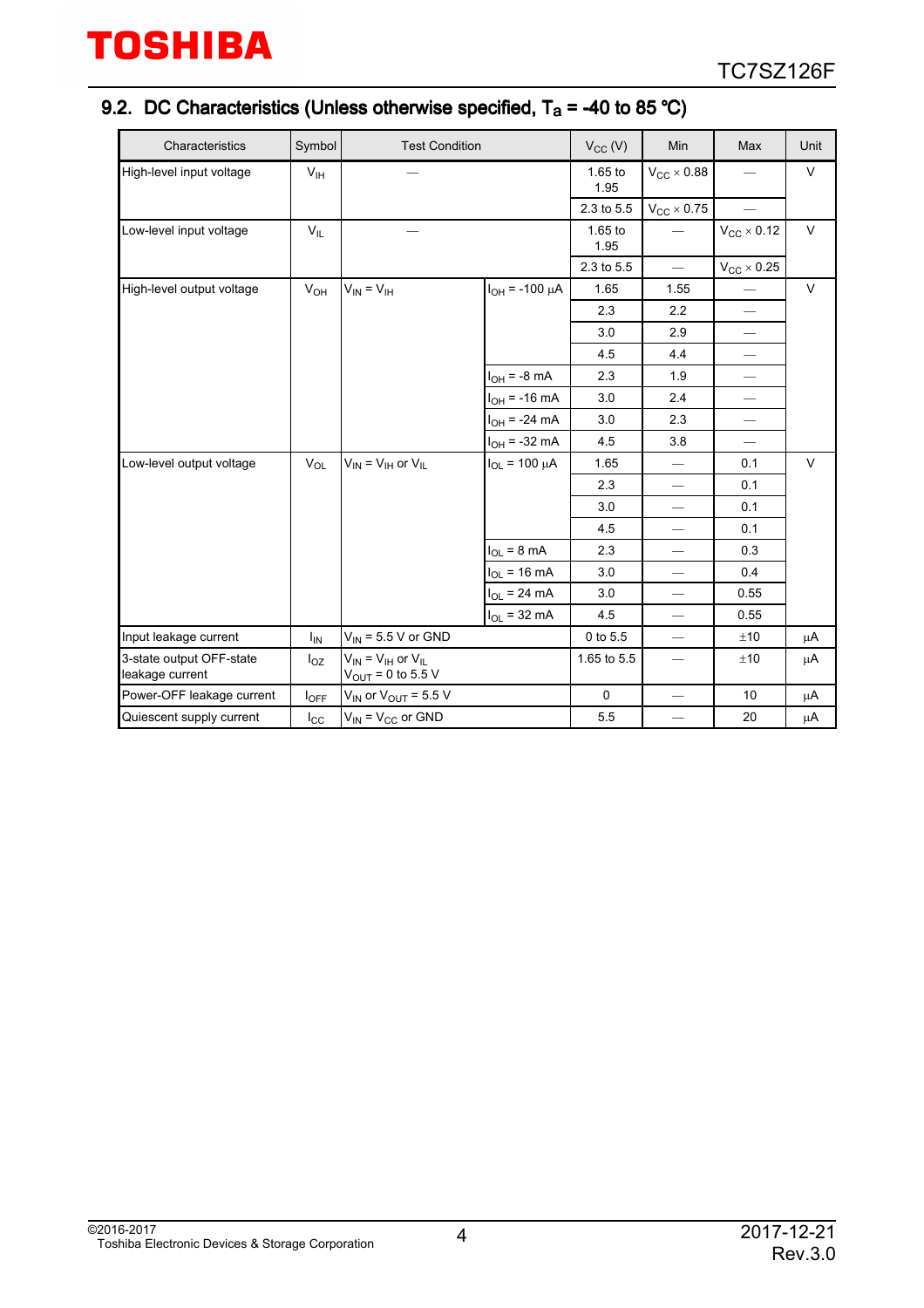## 9.2. DC Characteristics (Unless otherwise specified, $T_a$ = -40 to 85 °C)

| Characteristics | Symbol | Test Condition | | $V_{CC}$ (V) | Min | Max | Unit |
|---|---|---|---|---|---|---|---|
| High-level input voltage | $V_{IH}$ | — | | 1.65 to 1.95 | $V_{CC}$ × 0.88 | — | V |
| | | | | 2.3 to 5.5 | $V_{CC}$ × 0.75 | — | |
| Low-level input voltage | $V_{IL}$ | — | | 1.65 to 1.95 | — | $V_{CC}$ × 0.12 | V |
| | | | | 2.3 to 5.5 | — | $V_{CC}$ × 0.25 | |
| High-level output voltage | $V_{OH}$ | $V_{IN}$ = $V_{IH}$ | $I_{OH}$ = -100 μA | 1.65 | 1.55 | — | V |
| | | | | 2.3 | 2.2 | — | |
| | | | | 3.0 | 2.9 | — | |
| | | | | 4.5 | 4.4 | — | |
| | | | $I_{OH}$ = -8 mA | 2.3 | 1.9 | — | |
| | | | $I_{OH}$ = -16 mA | 3.0 | 2.4 | — | |
| | | | $I_{OH}$ = -24 mA | 3.0 | 2.3 | — | |
| | | | $I_{OH}$ = -32 mA | 4.5 | 3.8 | — | |
| Low-level output voltage | $V_{OL}$ | $V_{IN}$ = $V_{IH}$ or $V_{IL}$ | $I_{OL}$ = 100 μA | 1.65 | — | 0.1 | V |
| | | | | 2.3 | — | 0.1 | |
| | | | | 3.0 | — | 0.1 | |
| | | | | 4.5 | — | 0.1 | |
| | | | $I_{OL}$ = 8 mA | 2.3 | — | 0.3 | |
| | | | $I_{OL}$ = 16 mA | 3.0 | — | 0.4 | |
| | | | $I_{OL}$ = 24 mA | 3.0 | — | 0.55 | |
| | | | $I_{OL}$ = 32 mA | 4.5 | — | 0.55 | |
| Input leakage current | $I_{IN}$ | $V_{IN}$ = 5.5 V or GND | | 0 to 5.5 | — | ±10 | μA |
| 3-state output OFF-state leakage current | $I_{OZ}$ | $V_{IN}$ = $V_{IH}$ or $V_{IL}$ $V_{OUT}$ = 0 to 5.5 V | | 1.65 to 5.5 | — | ±10 | μA |
| Power-OFF leakage current | $I_{OFF}$ | $V_{IN}$ or $V_{OUT}$ = 5.5 V | | 0 | — | 10 | μA |
| Quiescent supply current | $I_{CC}$ | $V_{IN}$ = $V_{CC}$ or GND | | 5.5 | — | 20 | μA |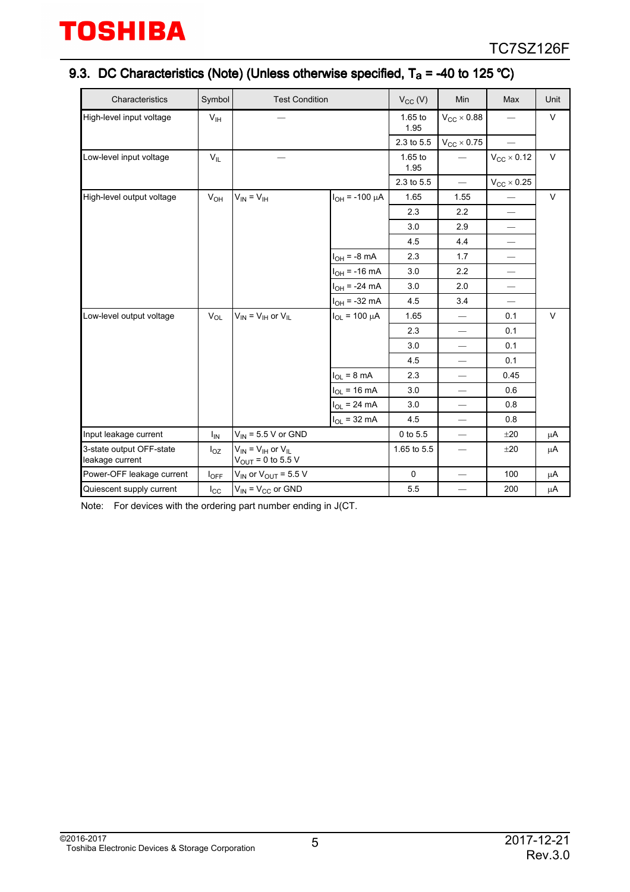### 9.3. DC Characteristics (Note) (Unless otherwise specified, $T_a$ = -40 to 125 °C)

| Characteristics | Symbol | Test Condition | | $V_{CC}$ (V) | Min | Max | Unit |
|---|---|---|---|---|---|---|---|
| High-level input voltage | $V_{IH}$ | — | | 1.65 to 1.95 | $V_{CC}$ × 0.88 | — | V |
| | | | | 2.3 to 5.5 | $V_{CC}$ × 0.75 | — | |
| Low-level input voltage | $V_{IL}$ | — | | 1.65 to 1.95 | — | $V_{CC}$ × 0.12 | V |
| | | | | 2.3 to 5.5 | — | $V_{CC}$ × 0.25 | |
| High-level output voltage | $V_{OH}$ | $V_{IN}$ = $V_{IH}$ | $I_{OH}$ = -100 μA | 1.65 | 1.55 | — | V |
| | | | | 2.3 | 2.2 | — | |
| | | | | 3.0 | 2.9 | — | |
| | | | | 4.5 | 4.4 | — | |
| | | | $I_{OH}$ = -8 mA | 2.3 | 1.7 | — | |
| | | | $I_{OH}$ = -16 mA | 3.0 | 2.2 | — | |
| | | | $I_{OH}$ = -24 mA | 3.0 | 2.0 | — | |
| | | | $I_{OH}$ = -32 mA | 4.5 | 3.4 | — | |
| Low-level output voltage | $V_{OL}$ | $V_{IN}$ = $V_{IH}$ or $V_{IL}$ | $I_{OL}$ = 100 μA | 1.65 | — | 0.1 | V |
| | | | | 2.3 | — | 0.1 | |
| | | | | 3.0 | — | 0.1 | |
| | | | | 4.5 | — | 0.1 | |
| | | | $I_{OL}$ = 8 mA | 2.3 | — | 0.45 | |
| | | | $I_{OL}$ = 16 mA | 3.0 | — | 0.6 | |
| | | | $I_{OL}$ = 24 mA | 3.0 | — | 0.8 | |
| | | | $I_{OL}$ = 32 mA | 4.5 | — | 0.8 | |
| Input leakage current | $I_{IN}$ | $V_{IN}$ = 5.5 V or GND | | 0 to 5.5 | — | ±20 | μA |
| 3-state output OFF-state leakage current | $I_{OZ}$ | $V_{IN}$ = $V_{IH}$ or $V_{IL}$, $V_{OUT}$ = 0 to 5.5 V | | 1.65 to 5.5 | — | ±20 | μA |
| Power-OFF leakage current | $I_{OFF}$ | $V_{IN}$ or $V_{OUT}$ = 5.5 V | | 0 | — | 100 | μA |
| Quiescent supply current | $I_{CC}$ | $V_{IN}$ = $V_{CC}$ or GND | | 5.5 | — | 200 | μA |

Note: For devices with the ordering part number ending in J(CT.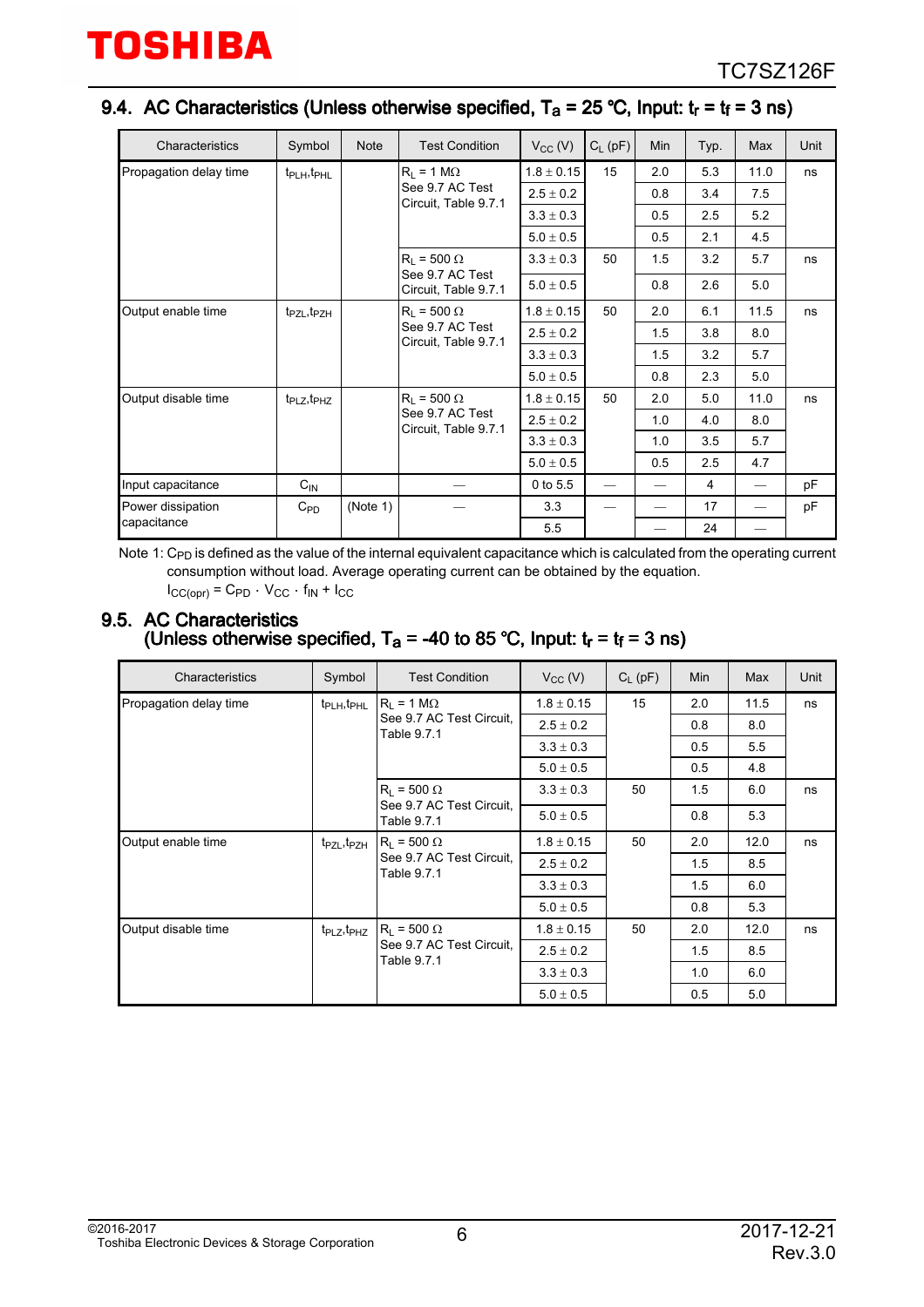## 9.4. AC Characteristics (Unless otherwise specified, $T_a$ = 25 °C, Input: $t_r$ = $t_f$ = 3 ns)

| Characteristics | Symbol | Note | Test Condition | $V_{CC}$ (V) | $C_L$ (pF) | Min | Typ. | Max | Unit |
|---|---|---|---|---|---|---|---|---|---|
| Propagation delay time | $t_{PLH}$,$t_{PHL}$ | | $R_L$ = 1 MΩ See 9.7 AC Test Circuit, Table 9.7.1 | 1.8 ± 0.15 | 15 | 2.0 | 5.3 | 11.0 | ns |
| | | | | 2.5 ± 0.2 | | 0.8 | 3.4 | 7.5 | |
| | | | | 3.3 ± 0.3 | | 0.5 | 2.5 | 5.2 | |
| | | | | 5.0 ± 0.5 | | 0.5 | 2.1 | 4.5 | |
| | | | $R_L$ = 500 Ω See 9.7 AC Test Circuit, Table 9.7.1 | 3.3 ± 0.3 | 50 | 1.5 | 3.2 | 5.7 | ns |
| | | | | 5.0 ± 0.5 | | 0.8 | 2.6 | 5.0 | |
| Output enable time | $t_{PZL}$,$t_{PZH}$ | | $R_L$ = 500 Ω See 9.7 AC Test Circuit, Table 9.7.1 | 1.8 ± 0.15 | 50 | 2.0 | 6.1 | 11.5 | ns |
| | | | | 2.5 ± 0.2 | | 1.5 | 3.8 | 8.0 | |
| | | | | 3.3 ± 0.3 | | 1.5 | 3.2 | 5.7 | |
| | | | | 5.0 ± 0.5 | | 0.8 | 2.3 | 5.0 | |
| Output disable time | $t_{PLZ}$,$t_{PHZ}$ | | $R_L$ = 500 Ω See 9.7 AC Test Circuit, Table 9.7.1 | 1.8 ± 0.15 | 50 | 2.0 | 5.0 | 11.0 | ns |
| | | | | 2.5 ± 0.2 | | 1.0 | 4.0 | 8.0 | |
| | | | | 3.3 ± 0.3 | | 1.0 | 3.5 | 5.7 | |
| | | | | 5.0 ± 0.5 | | 0.5 | 2.5 | 4.7 | |
| Input capacitance | $C_{IN}$ | | — | 0 to 5.5 | — | — | 4 | — | pF |
| Power dissipation capacitance | $C_{PD}$ | (Note 1) | — | 3.3 | — | — | 17 | — | pF |
| | | | | 5.5 | | — | 24 | — | |

Note 1: $C_{PD}$ is defined as the value of the internal equivalent capacitance which is calculated from the operating current consumption without load. Average operating current can be obtained by the equation.

$I_{CC(opr)} = C_{PD} \cdot V_{CC} \cdot f_{IN} + I_{CC}$

## 9.5. AC Characteristics (Unless otherwise specified, $T_a$ = -40 to 85 °C, Input: $t_r$ = $t_f$ = 3 ns)

| Characteristics | Symbol | Test Condition | $V_{CC}$ (V) | $C_L$ (pF) | Min | Max | Unit |
|---|---|---|---|---|---|---|---|
| Propagation delay time | $t_{PLH}$,$t_{PHL}$ | $R_L$ = 1 MΩ See 9.7 AC Test Circuit, Table 9.7.1 | 1.8 ± 0.15 | 15 | 2.0 | 11.5 | ns |
| | | | 2.5 ± 0.2 | | 0.8 | 8.0 | |
| | | | 3.3 ± 0.3 | | 0.5 | 5.5 | |
| | | | 5.0 ± 0.5 | | 0.5 | 4.8 | |
| | | $R_L$ = 500 Ω See 9.7 AC Test Circuit, Table 9.7.1 | 3.3 ± 0.3 | 50 | 1.5 | 6.0 | ns |
| | | | 5.0 ± 0.5 | | 0.8 | 5.3 | |
| Output enable time | $t_{PZL}$,$t_{PZH}$ | $R_L$ = 500 Ω See 9.7 AC Test Circuit, Table 9.7.1 | 1.8 ± 0.15 | 50 | 2.0 | 12.0 | ns |
| | | | 2.5 ± 0.2 | | 1.5 | 8.5 | |
| | | | 3.3 ± 0.3 | | 1.5 | 6.0 | |
| | | | 5.0 ± 0.5 | | 0.8 | 5.3 | |
| Output disable time | $t_{PLZ}$,$t_{PHZ}$ | $R_L$ = 500 Ω See 9.7 AC Test Circuit, Table 9.7.1 | 1.8 ± 0.15 | 50 | 2.0 | 12.0 | ns |
| | | | 2.5 ± 0.2 | | 1.5 | 8.5 | |
| | | | 3.3 ± 0.3 | | 1.0 | 6.0 | |
| | | | 5.0 ± 0.5 | | 0.5 | 5.0 | |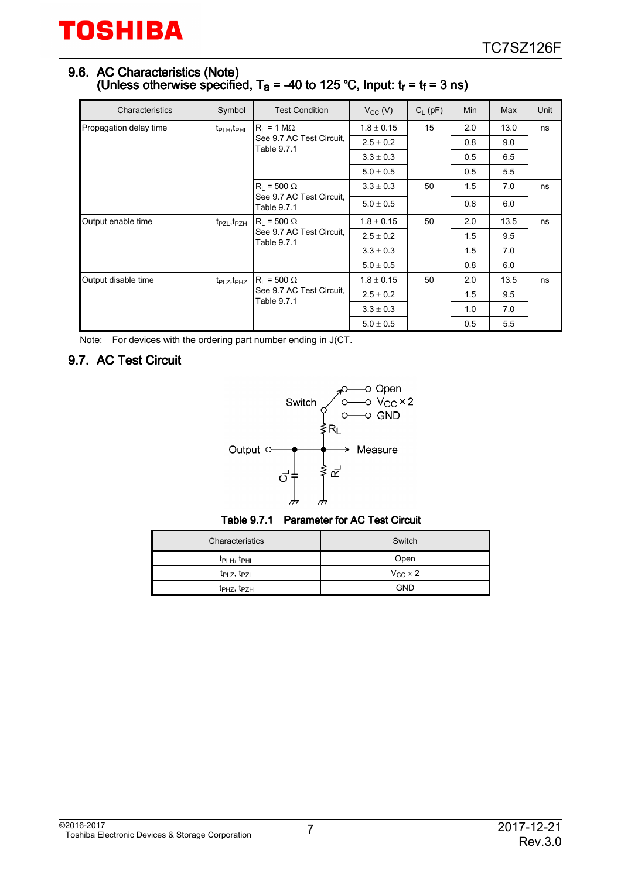## 9.6. AC Characteristics (Note)

### (Unless otherwise specified, $T_a$ = -40 to 125 °C, Input: $t_r$ = $t_f$ = 3 ns)

| Characteristics | Symbol | Test Condition | $V_{CC}$ (V) | $C_L$ (pF) | Min | Max | Unit |
|---|---|---|---|---|---|---|---|
| Propagation delay time | $t_{PLH}$,$t_{PHL}$ | $R_L$ = 1 MΩ See 9.7 AC Test Circuit, Table 9.7.1 | 1.8 ± 0.15 | 15 | 2.0 | 13.0 | ns |
| | | | 2.5 ± 0.2 | | 0.8 | 9.0 | |
| | | | 3.3 ± 0.3 | | 0.5 | 6.5 | |
| | | | 5.0 ± 0.5 | | 0.5 | 5.5 | |
| | | $R_L$ = 500 Ω See 9.7 AC Test Circuit, Table 9.7.1 | 3.3 ± 0.3 | 50 | 1.5 | 7.0 | ns |
| | | | 5.0 ± 0.5 | | 0.8 | 6.0 | |
| Output enable time | $t_{PZL}$,$t_{PZH}$ | $R_L$ = 500 Ω See 9.7 AC Test Circuit, Table 9.7.1 | 1.8 ± 0.15 | 50 | 2.0 | 13.5 | ns |
| | | | 2.5 ± 0.2 | | 1.5 | 9.5 | |
| | | | 3.3 ± 0.3 | | 1.5 | 7.0 | |
| | | | 5.0 ± 0.5 | | 0.8 | 6.0 | |
| Output disable time | $t_{PLZ}$,$t_{PHZ}$ | $R_L$ = 500 Ω See 9.7 AC Test Circuit, Table 9.7.1 | 1.8 ± 0.15 | 50 | 2.0 | 13.5 | ns |
| | | | 2.5 ± 0.2 | | 1.5 | 9.5 | |
| | | | 3.3 ± 0.3 | | 1.0 | 7.0 | |
| | | | 5.0 ± 0.5 | | 0.5 | 5.5 | |

Note: For devices with the ordering part number ending in J(CT.

## 9.7. AC Test Circuit

Switch: Open / $V_{CC}$ × 2 / GND

$R_L$

Output — Measure

$C_L$ $R_L$

**Table 9.7.1 Parameter for AC Test Circuit**

| Characteristics | Switch |
|---|---|
| $t_{PLH}$, $t_{PHL}$ | Open |
| $t_{PLZ}$, $t_{PZL}$ | $V_{CC}$ × 2 |
| $t_{PHZ}$, $t_{PZH}$ | GND |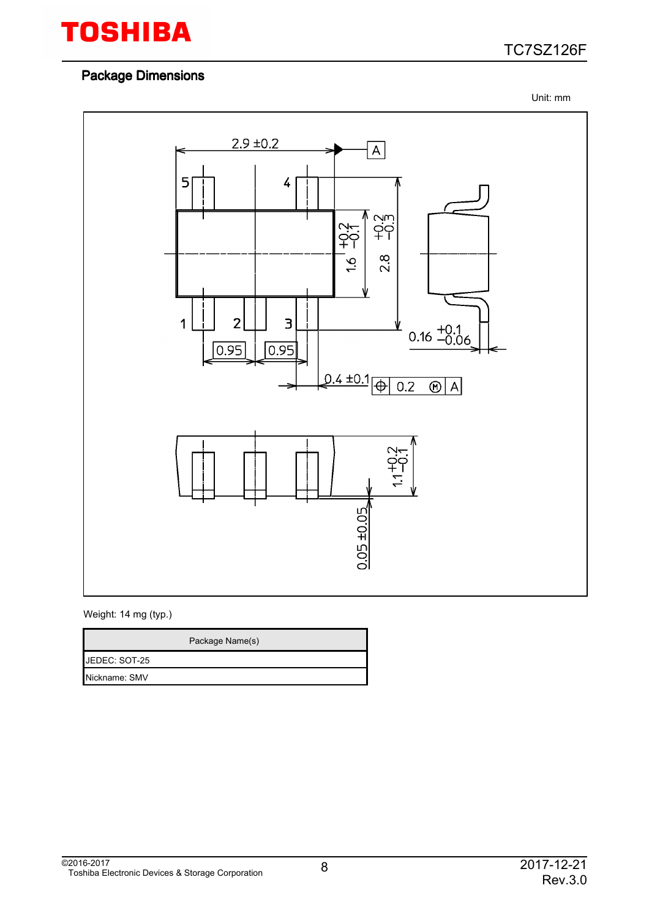## Package Dimensions

Unit: mm

Weight: 14 mg (typ.)

| Package Name(s) |
|---|
| JEDEC: SOT-25 |
| Nickname: SMV |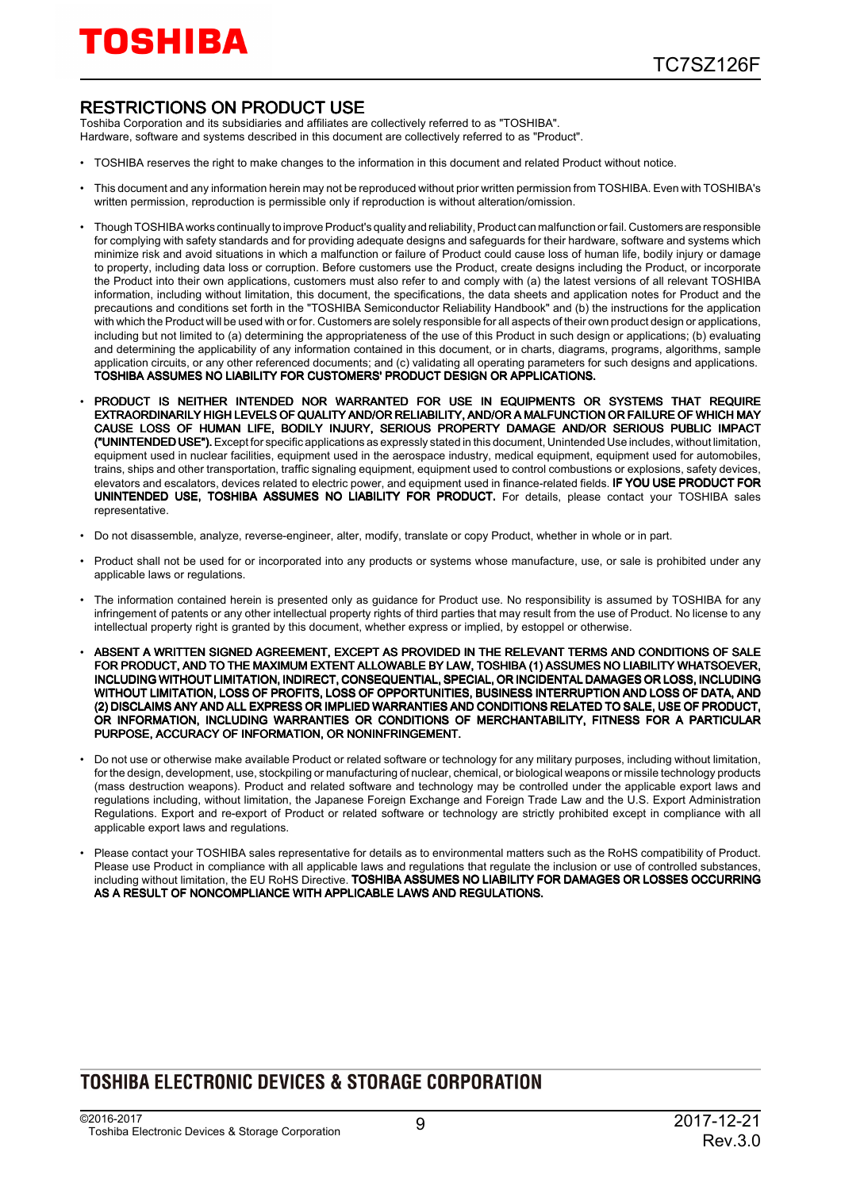## RESTRICTIONS ON PRODUCT USE

Toshiba Corporation and its subsidiaries and affiliates are collectively referred to as "TOSHIBA".
Hardware, software and systems described in this document are collectively referred to as "Product".

- TOSHIBA reserves the right to make changes to the information in this document and related Product without notice.
- This document and any information herein may not be reproduced without prior written permission from TOSHIBA. Even with TOSHIBA's written permission, reproduction is permissible only if reproduction is without alteration/omission.
- Though TOSHIBA works continually to improve Product's quality and reliability, Product can malfunction or fail. Customers are responsible for complying with safety standards and for providing adequate designs and safeguards for their hardware, software and systems which minimize risk and avoid situations in which a malfunction or failure of Product could cause loss of human life, bodily injury or damage to property, including data loss or corruption. Before customers use the Product, create designs including the Product, or incorporate the Product into their own applications, customers must also refer to and comply with (a) the latest versions of all relevant TOSHIBA information, including without limitation, this document, the specifications, the data sheets and application notes for Product and the precautions and conditions set forth in the "TOSHIBA Semiconductor Reliability Handbook" and (b) the instructions for the application with which the Product will be used with or for. Customers are solely responsible for all aspects of their own product design or applications, including but not limited to (a) determining the appropriateness of the use of this Product in such design or applications; (b) evaluating and determining the applicability of any information contained in this document, or in charts, diagrams, programs, algorithms, sample application circuits, or any other referenced documents; and (c) validating all operating parameters for such designs and applications. **TOSHIBA ASSUMES NO LIABILITY FOR CUSTOMERS' PRODUCT DESIGN OR APPLICATIONS.**
- **PRODUCT IS NEITHER INTENDED NOR WARRANTED FOR USE IN EQUIPMENTS OR SYSTEMS THAT REQUIRE EXTRAORDINARILY HIGH LEVELS OF QUALITY AND/OR RELIABILITY, AND/OR A MALFUNCTION OR FAILURE OF WHICH MAY CAUSE LOSS OF HUMAN LIFE, BODILY INJURY, SERIOUS PROPERTY DAMAGE AND/OR SERIOUS PUBLIC IMPACT ("UNINTENDED USE").** Except for specific applications as expressly stated in this document, Unintended Use includes, without limitation, equipment used in nuclear facilities, equipment used in the aerospace industry, medical equipment, equipment used for automobiles, trains, ships and other transportation, traffic signaling equipment, equipment used to control combustions or explosions, safety devices, elevators and escalators, devices related to electric power, and equipment used in finance-related fields. **IF YOU USE PRODUCT FOR UNINTENDED USE, TOSHIBA ASSUMES NO LIABILITY FOR PRODUCT.** For details, please contact your TOSHIBA sales representative.
- Do not disassemble, analyze, reverse-engineer, alter, modify, translate or copy Product, whether in whole or in part.
- Product shall not be used for or incorporated into any products or systems whose manufacture, use, or sale is prohibited under any applicable laws or regulations.
- The information contained herein is presented only as guidance for Product use. No responsibility is assumed by TOSHIBA for any infringement of patents or any other intellectual property rights of third parties that may result from the use of Product. No license to any intellectual property right is granted by this document, whether express or implied, by estoppel or otherwise.
- **ABSENT A WRITTEN SIGNED AGREEMENT, EXCEPT AS PROVIDED IN THE RELEVANT TERMS AND CONDITIONS OF SALE FOR PRODUCT, AND TO THE MAXIMUM EXTENT ALLOWABLE BY LAW, TOSHIBA (1) ASSUMES NO LIABILITY WHATSOEVER, INCLUDING WITHOUT LIMITATION, INDIRECT, CONSEQUENTIAL, SPECIAL, OR INCIDENTAL DAMAGES OR LOSS, INCLUDING WITHOUT LIMITATION, LOSS OF PROFITS, LOSS OF OPPORTUNITIES, BUSINESS INTERRUPTION AND LOSS OF DATA, AND (2) DISCLAIMS ANY AND ALL EXPRESS OR IMPLIED WARRANTIES AND CONDITIONS RELATED TO SALE, USE OF PRODUCT, OR INFORMATION, INCLUDING WARRANTIES OR CONDITIONS OF MERCHANTABILITY, FITNESS FOR A PARTICULAR PURPOSE, ACCURACY OF INFORMATION, OR NONINFRINGEMENT.**
- Do not use or otherwise make available Product or related software or technology for any military purposes, including without limitation, for the design, development, use, stockpiling or manufacturing of nuclear, chemical, or biological weapons or missile technology products (mass destruction weapons). Product and related software and technology may be controlled under the applicable export laws and regulations including, without limitation, the Japanese Foreign Exchange and Foreign Trade Law and the U.S. Export Administration Regulations. Export and re-export of Product or related software or technology are strictly prohibited except in compliance with all applicable export laws and regulations.
- Please contact your TOSHIBA sales representative for details as to environmental matters such as the RoHS compatibility of Product. Please use Product in compliance with all applicable laws and regulations that regulate the inclusion or use of controlled substances, including without limitation, the EU RoHS Directive. **TOSHIBA ASSUMES NO LIABILITY FOR DAMAGES OR LOSSES OCCURRING AS A RESULT OF NONCOMPLIANCE WITH APPLICABLE LAWS AND REGULATIONS.**

## TOSHIBA ELECTRONIC DEVICES & STORAGE CORPORATION